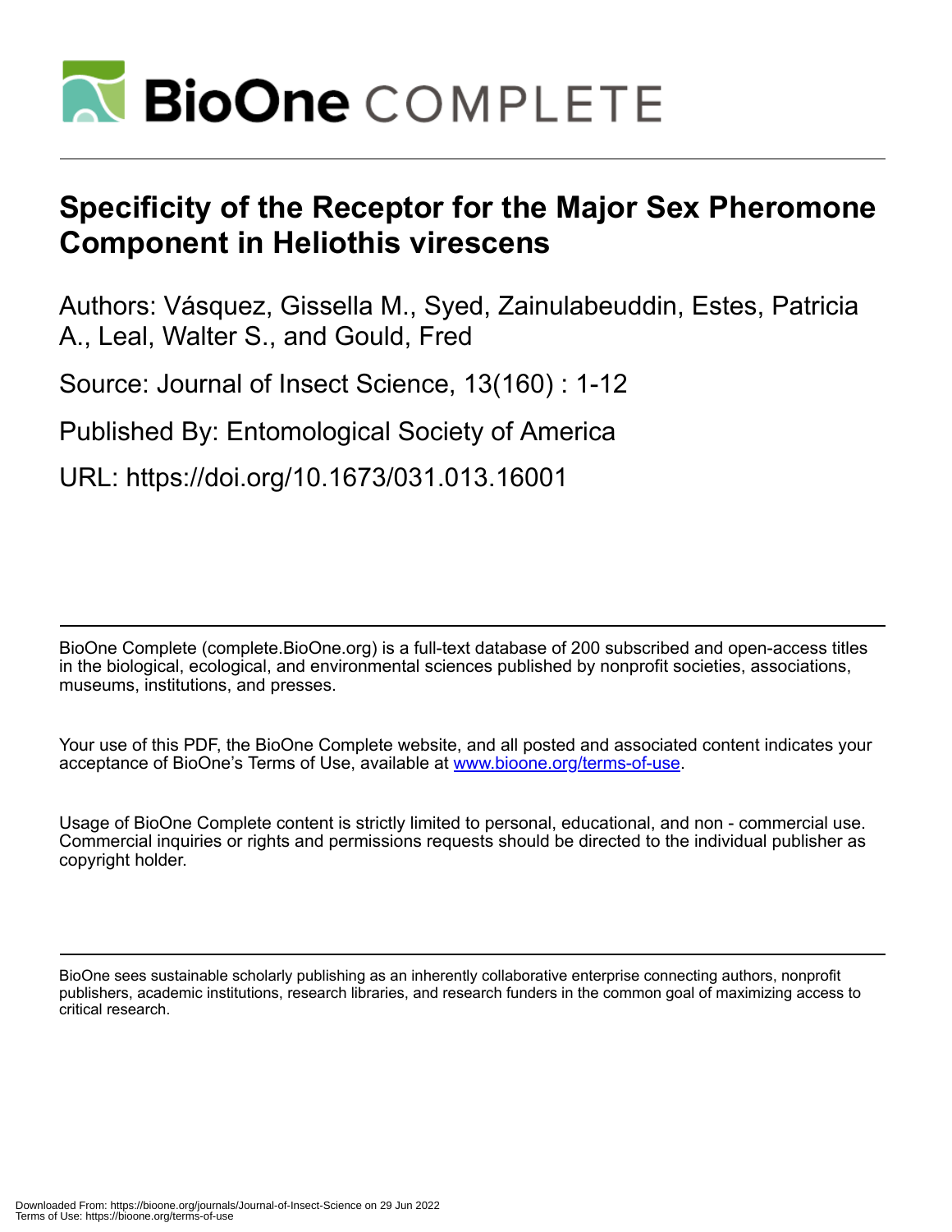# Specificity of the Receptor for the Major Sex Pheromone Component in Heliothis virescens

Authors: Vásquez, Gissella M., Syed, Zainulabeuddin, Estes, Patricia A., Leal, Walter S., and Gould, Fred

Source: Journal of Insect Science, 13(160) : 1-12

Published By: Entomological Society of America

URL: https://doi.org/10.1673/031.013.16001

BioOne Complete (complete.BioOne.org) is a full-text database of 200 subscribed and open-access titles in the biological, ecological, and environmental sciences published by nonprofit societies, associations, museums, institutions, and presses.

Your use of this PDF, the BioOne Complete website, and all posted and associated content indicates your acceptance of BioOne's Terms of Use, available at www.bioone.org/terms-of-use.

Usage of BioOne Complete content is strictly limited to personal, educational, and non - commercial use. Commercial inquiries or rights and permissions requests should be directed to the individual publisher as copyright holder.

BioOne sees sustainable scholarly publishing as an inherently collaborative enterprise connecting authors, nonprofit publishers, academic institutions, research libraries, and research funders in the common goal of maximizing access to critical research.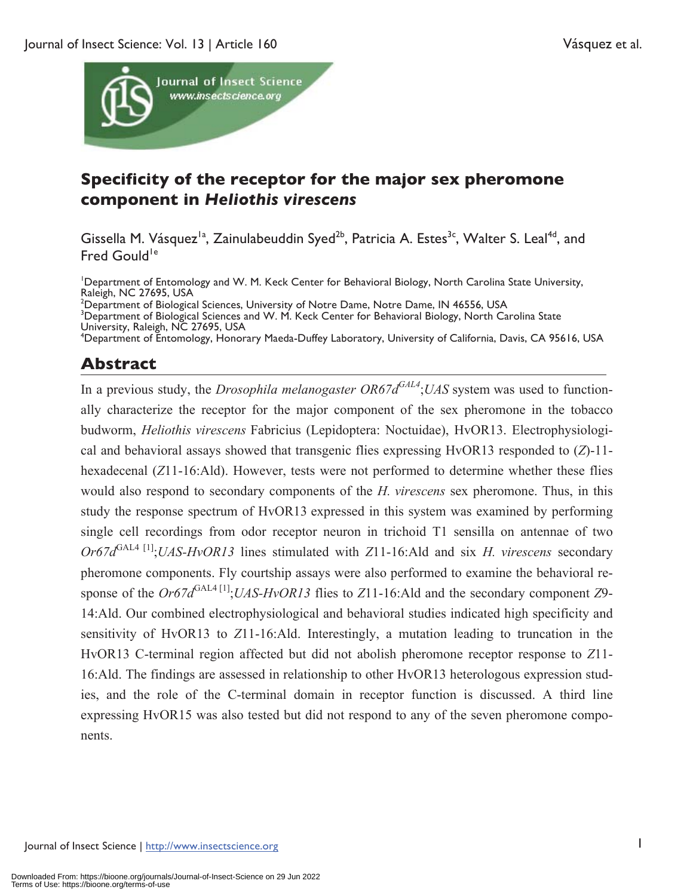# Specificity of the receptor for the major sex pheromone component in *Heliothis virescens*

Gissella M. Vásquez[1a], Zainulabeuddin Syed[2b], Patricia A. Estes[3c], Walter S. Leal[4d], and Fred Gould[1e]

[1]Department of Entomology and W. M. Keck Center for Behavioral Biology, North Carolina State University, Raleigh, NC 27695, USA
[2]Department of Biological Sciences, University of Notre Dame, Notre Dame, IN 46556, USA
[3]Department of Biological Sciences and W. M. Keck Center for Behavioral Biology, North Carolina State University, Raleigh, NC 27695, USA
[4]Department of Entomology, Honorary Maeda-Duffey Laboratory, University of California, Davis, CA 95616, USA

## Abstract

In a previous study, the *Drosophila melanogaster OR67d*$^{GAL4}$;*UAS* system was used to functionally characterize the receptor for the major component of the sex pheromone in the tobacco budworm, *Heliothis virescens* Fabricius (Lepidoptera: Noctuidae), HvOR13. Electrophysiological and behavioral assays showed that transgenic flies expressing HvOR13 responded to (*Z*)-11-hexadecenal (*Z*11-16:Ald). However, tests were not performed to determine whether these flies would also respond to secondary components of the *H. virescens* sex pheromone. Thus, in this study the response spectrum of HvOR13 expressed in this system was examined by performing single cell recordings from odor receptor neuron in trichoid T1 sensilla on antennae of two *Or67d*$^{GAL4\ [1]}$;*UAS-HvOR13* lines stimulated with *Z*11-16:Ald and six *H. virescens* secondary pheromone components. Fly courtship assays were also performed to examine the behavioral response of the *Or67d*$^{GAL4\ [1]}$;*UAS-HvOR13* flies to *Z*11-16:Ald and the secondary component *Z*9-14:Ald. Our combined electrophysiological and behavioral studies indicated high specificity and sensitivity of HvOR13 to *Z*11-16:Ald. Interestingly, a mutation leading to truncation in the HvOR13 C-terminal region affected but did not abolish pheromone receptor response to *Z*11-16:Ald. The findings are assessed in relationship to other HvOR13 heterologous expression studies, and the role of the C-terminal domain in receptor function is discussed. A third line expressing HvOR15 was also tested but did not respond to any of the seven pheromone components.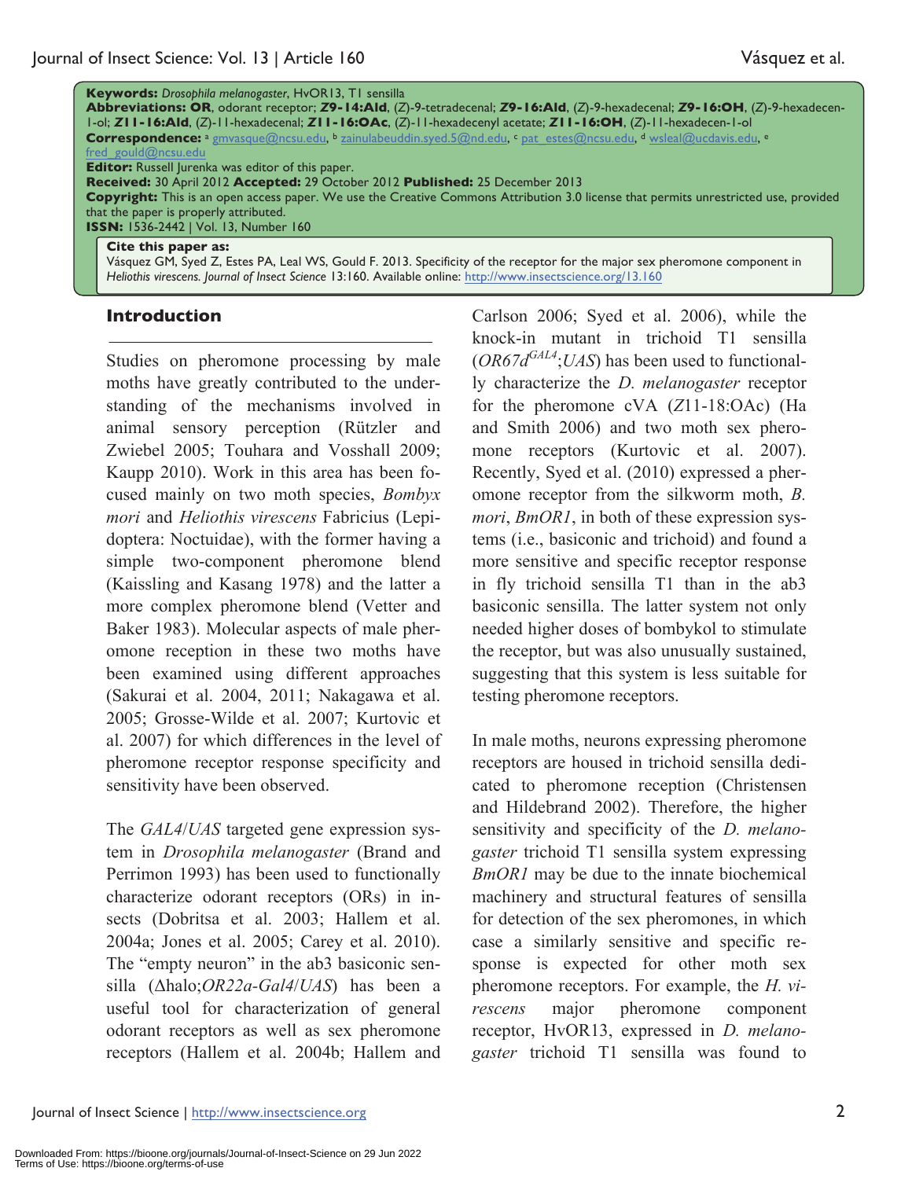**Keywords:** *Drosophila melanogaster*, HvOR13, T1 sensilla
**Abbreviations: OR**, odorant receptor; ***Z*9-14:Ald**, (*Z*)-9-tetradecenal; ***Z*9-16:Ald**, (*Z*)-9-hexadecenal; ***Z*9-16:OH**, (*Z*)-9-hexadecen-1-ol; ***Z*11-16:Ald**, (*Z*)-11-hexadecenal; ***Z*11-16:OAc**, (*Z*)-11-hexadecenyl acetate; ***Z*11-16:OH**, (*Z*)-11-hexadecen-1-ol
**Correspondence:** [a] gmvasque@ncsu.edu, [b] zainulabeuddin.syed.5@nd.edu, [c] pat_estes@ncsu.edu, [d] wsleal@ucdavis.edu, [e] fred_gould@ncsu.edu
**Editor:** Russell Jurenka was editor of this paper.
**Received:** 30 April 2012 **Accepted:** 29 October 2012 **Published:** 25 December 2013
**Copyright:** This is an open access paper. We use the Creative Commons Attribution 3.0 license that permits unrestricted use, provided that the paper is properly attributed.
**ISSN:** 1536-2442 | Vol. 13, Number 160

**Cite this paper as:**
Vásquez GM, Syed Z, Estes PA, Leal WS, Gould F. 2013. Specificity of the receptor for the major sex pheromone component in *Heliothis virescens*. *Journal of Insect Science* 13:160. Available online: http://www.insectscience.org/13.160

## Introduction

Studies on pheromone processing by male moths have greatly contributed to the understanding of the mechanisms involved in animal sensory perception (Rützler and Zwiebel 2005; Touhara and Vosshall 2009; Kaupp 2010). Work in this area has been focused mainly on two moth species, *Bombyx mori* and *Heliothis virescens* Fabricius (Lepidoptera: Noctuidae), with the former having a simple two-component pheromone blend (Kaissling and Kasang 1978) and the latter a more complex pheromone blend (Vetter and Baker 1983). Molecular aspects of male pheromone reception in these two moths have been examined using different approaches (Sakurai et al. 2004, 2011; Nakagawa et al. 2005; Grosse-Wilde et al. 2007; Kurtovic et al. 2007) for which differences in the level of pheromone receptor response specificity and sensitivity have been observed.

The *GAL4*/*UAS* targeted gene expression system in *Drosophila melanogaster* (Brand and Perrimon 1993) has been used to functionally characterize odorant receptors (ORs) in insects (Dobritsa et al. 2003; Hallem et al. 2004a; Jones et al. 2005; Carey et al. 2010). The "empty neuron" in the ab3 basiconic sensilla (Δhalo;*OR22a-Gal4*/*UAS*) has been a useful tool for characterization of general odorant receptors as well as sex pheromone receptors (Hallem et al. 2004b; Hallem and Carlson 2006; Syed et al. 2006), while the knock-in mutant in trichoid T1 sensilla ($OR67d^{GAL4}$;*UAS*) has been used to functionally characterize the *D. melanogaster* receptor for the pheromone cVA (*Z*11-18:OAc) (Ha and Smith 2006) and two moth sex pheromone receptors (Kurtovic et al. 2007). Recently, Syed et al. (2010) expressed a pheromone receptor from the silkworm moth, *B. mori*, *BmOR1*, in both of these expression systems (i.e., basiconic and trichoid) and found a more sensitive and specific receptor response in fly trichoid sensilla T1 than in the ab3 basiconic sensilla. The latter system not only needed higher doses of bombykol to stimulate the receptor, but was also unusually sustained, suggesting that this system is less suitable for testing pheromone receptors.

In male moths, neurons expressing pheromone receptors are housed in trichoid sensilla dedicated to pheromone reception (Christensen and Hildebrand 2002). Therefore, the higher sensitivity and specificity of the *D. melanogaster* trichoid T1 sensilla system expressing *BmOR1* may be due to the innate biochemical machinery and structural features of sensilla for detection of the sex pheromones, in which case a similarly sensitive and specific response is expected for other moth sex pheromone receptors. For example, the *H. virescens* major pheromone component receptor, HvOR13, expressed in *D. melanogaster* trichoid T1 sensilla was found to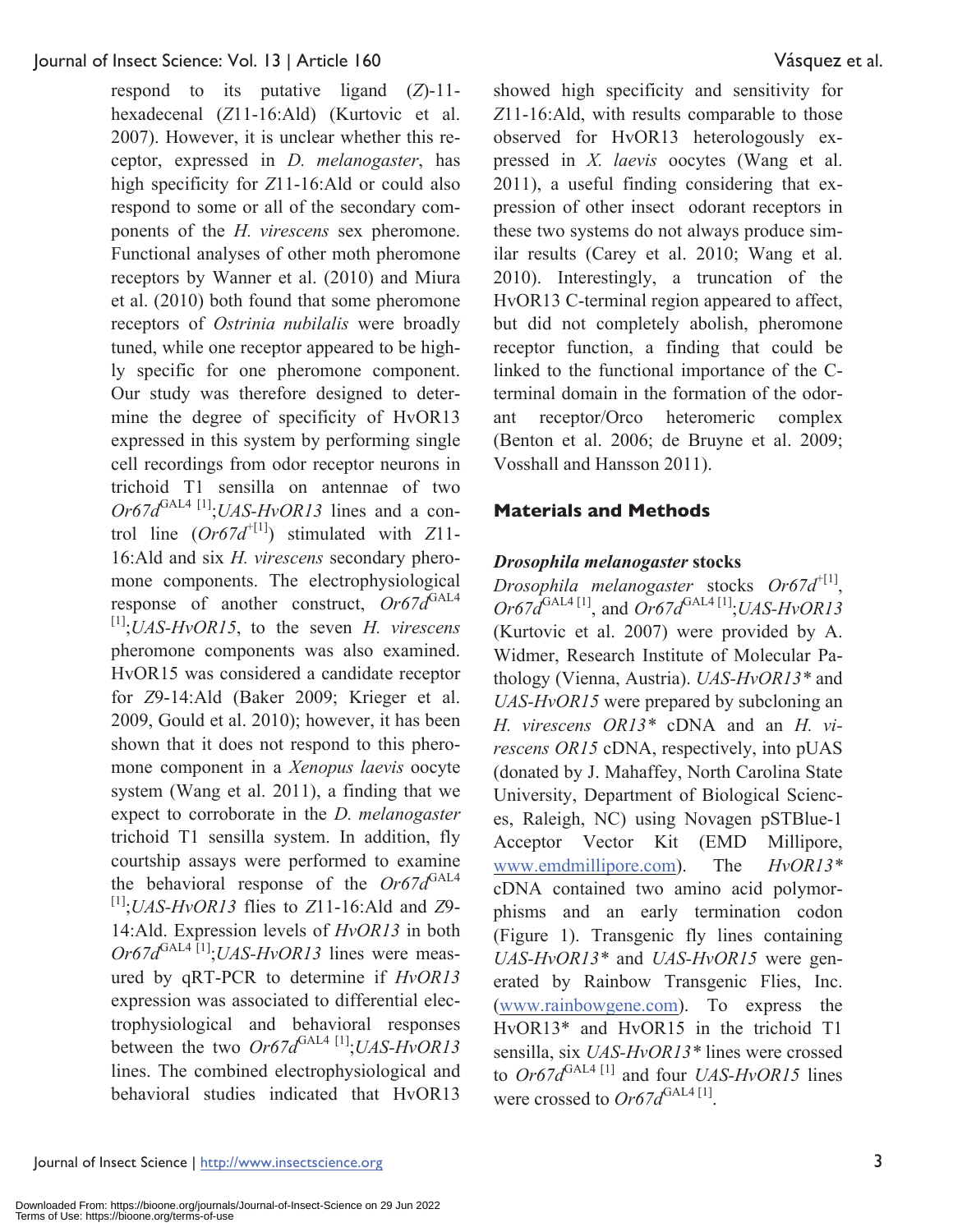respond to its putative ligand (*Z*)-11-hexadecenal (*Z*11-16:Ald) (Kurtovic et al. 2007). However, it is unclear whether this receptor, expressed in *D. melanogaster*, has high specificity for *Z*11-16:Ald or could also respond to some or all of the secondary components of the *H. virescens* sex pheromone. Functional analyses of other moth pheromone receptors by Wanner et al. (2010) and Miura et al. (2010) both found that some pheromone receptors of *Ostrinia nubilalis* were broadly tuned, while one receptor appeared to be highly specific for one pheromone component. Our study was therefore designed to determine the degree of specificity of HvOR13 expressed in this system by performing single cell recordings from odor receptor neurons in trichoid T1 sensilla on antennae of two *Or67d*$^{\text{GAL4 [1]}}$;*UAS-HvOR13* lines and a control line (*Or67d*$^{+[1]}$) stimulated with *Z*11-16:Ald and six *H. virescens* secondary pheromone components. The electrophysiological response of another construct, *Or67d*$^{\text{GAL4 [1]}}$;*UAS-HvOR15*, to the seven *H. virescens* pheromone components was also examined. HvOR15 was considered a candidate receptor for *Z*9-14:Ald (Baker 2009; Krieger et al. 2009, Gould et al. 2010); however, it has been shown that it does not respond to this pheromone component in a *Xenopus laevis* oocyte system (Wang et al. 2011), a finding that we expect to corroborate in the *D. melanogaster* trichoid T1 sensilla system. In addition, fly courtship assays were performed to examine the behavioral response of the *Or67d*$^{\text{GAL4 [1]}}$;*UAS-HvOR13* flies to *Z*11-16:Ald and *Z*9-14:Ald. Expression levels of *HvOR13* in both *Or67d*$^{\text{GAL4 [1]}}$;*UAS-HvOR13* lines were measured by qRT-PCR to determine if *HvOR13* expression was associated to differential electrophysiological and behavioral responses between the two *Or67d*$^{\text{GAL4 [1]}}$;*UAS-HvOR13* lines. The combined electrophysiological and behavioral studies indicated that HvOR13 showed high specificity and sensitivity for *Z*11-16:Ald, with results comparable to those observed for HvOR13 heterologously expressed in *X. laevis* oocytes (Wang et al. 2011), a useful finding considering that expression of other insect odorant receptors in these two systems do not always produce similar results (Carey et al. 2010; Wang et al. 2010). Interestingly, a truncation of the HvOR13 C-terminal region appeared to affect, but did not completely abolish, pheromone receptor function, a finding that could be linked to the functional importance of the C-terminal domain in the formation of the odorant receptor/Orco heteromeric complex (Benton et al. 2006; de Bruyne et al. 2009; Vosshall and Hansson 2011).

## Materials and Methods

### *Drosophila melanogaster* stocks

*Drosophila melanogaster* stocks *Or67d*$^{+[1]}$, *Or67d*$^{\text{GAL4 [1]}}$, and *Or67d*$^{\text{GAL4 [1]}}$;*UAS-HvOR13* (Kurtovic et al. 2007) were provided by A. Widmer, Research Institute of Molecular Pathology (Vienna, Austria). *UAS-HvOR13\** and *UAS-HvOR15* were prepared by subcloning an *H. virescens OR13\** cDNA and an *H. virescens OR15* cDNA, respectively, into pUAS (donated by J. Mahaffey, North Carolina State University, Department of Biological Sciences, Raleigh, NC) using Novagen pSTBlue-1 Acceptor Vector Kit (EMD Millipore, www.emdmillipore.com). The *HvOR13\** cDNA contained two amino acid polymorphisms and an early termination codon (Figure 1). Transgenic fly lines containing *UAS-HvOR13\** and *UAS-HvOR15* were generated by Rainbow Transgenic Flies, Inc. (www.rainbowgene.com). To express the HvOR13\* and HvOR15 in the trichoid T1 sensilla, six *UAS-HvOR13\** lines were crossed to *Or67d*$^{\text{GAL4 [1]}}$ and four *UAS-HvOR15* lines were crossed to *Or67d*$^{\text{GAL4 [1]}}$.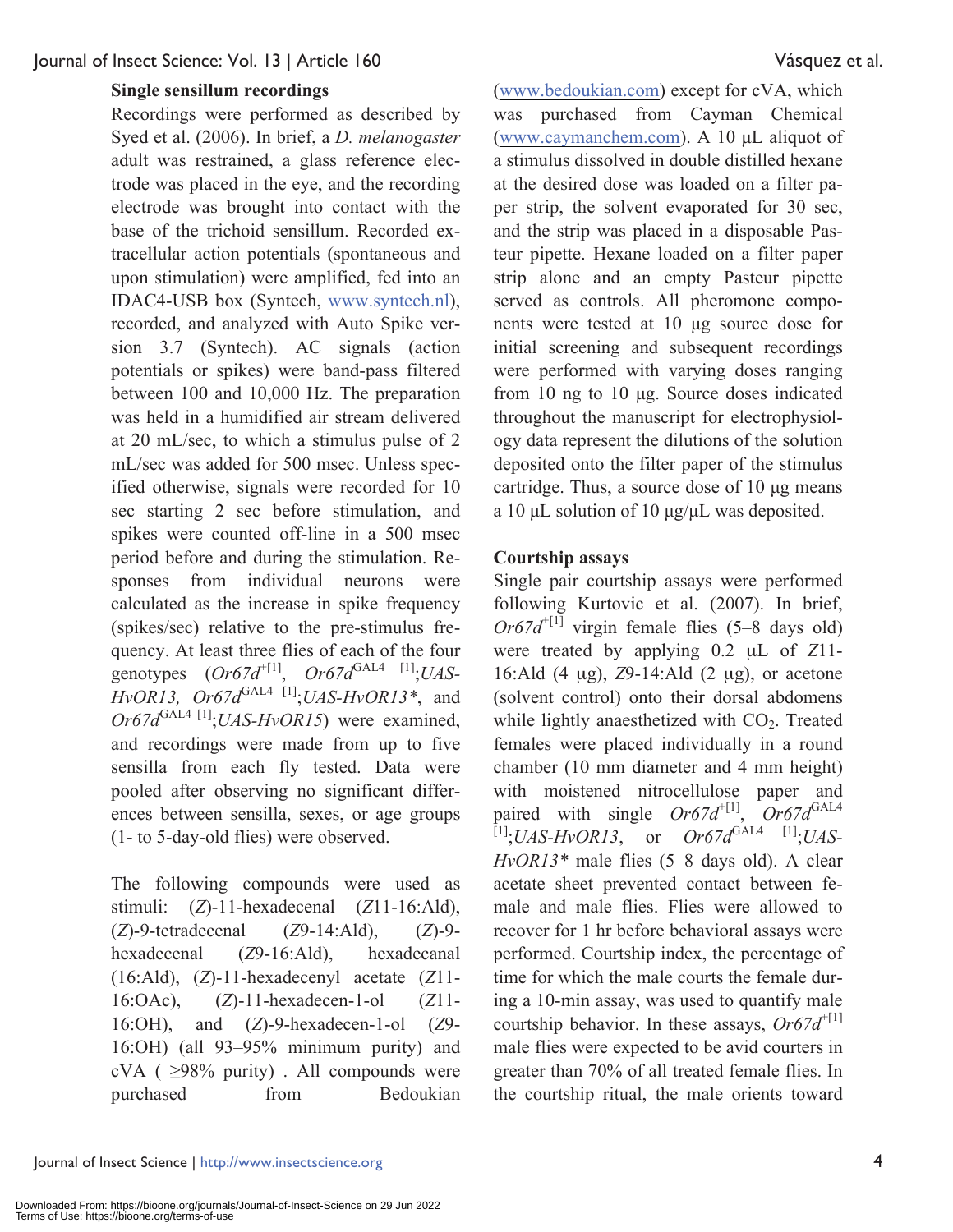### Single sensillum recordings

Recordings were performed as described by Syed et al. (2006). In brief, a *D. melanogaster* adult was restrained, a glass reference electrode was placed in the eye, and the recording electrode was brought into contact with the base of the trichoid sensillum. Recorded extracellular action potentials (spontaneous and upon stimulation) were amplified, fed into an IDAC4-USB box (Syntech, www.syntech.nl), recorded, and analyzed with Auto Spike version 3.7 (Syntech). AC signals (action potentials or spikes) were band-pass filtered between 100 and 10,000 Hz. The preparation was held in a humidified air stream delivered at 20 mL/sec, to which a stimulus pulse of 2 mL/sec was added for 500 msec. Unless specified otherwise, signals were recorded for 10 sec starting 2 sec before stimulation, and spikes were counted off-line in a 500 msec period before and during the stimulation. Responses from individual neurons were calculated as the increase in spike frequency (spikes/sec) relative to the pre-stimulus frequency. At least three flies of each of the four genotypes ($Or67d^{+[1]}$, $Or67d^{GAL4\ [1]}$;*UAS-HvOR13*, $Or67d^{GAL4\ [1]}$;*UAS-HvOR13\**, and $Or67d^{GAL4\ [1]}$;*UAS-HvOR15*) were examined, and recordings were made from up to five sensilla from each fly tested. Data were pooled after observing no significant differences between sensilla, sexes, or age groups (1- to 5-day-old flies) were observed.

The following compounds were used as stimuli: (*Z*)-11-hexadecenal (*Z*11-16:Ald), (*Z*)-9-tetradecenal (*Z*9-14:Ald), (*Z*)-9-hexadecenal (*Z*9-16:Ald), hexadecanal (16:Ald), (*Z*)-11-hexadecenyl acetate (*Z*11-16:OAc), (*Z*)-11-hexadecen-1-ol (*Z*11-16:OH), and (*Z*)-9-hexadecen-1-ol (*Z*9-16:OH) (all 93–95% minimum purity) and cVA ( ≥98% purity) . All compounds were purchased from Bedoukian (www.bedoukian.com) except for cVA, which was purchased from Cayman Chemical (www.caymanchem.com). A 10 µL aliquot of a stimulus dissolved in double distilled hexane at the desired dose was loaded on a filter paper strip, the solvent evaporated for 30 sec, and the strip was placed in a disposable Pasteur pipette. Hexane loaded on a filter paper strip alone and an empty Pasteur pipette served as controls. All pheromone components were tested at 10 µg source dose for initial screening and subsequent recordings were performed with varying doses ranging from 10 ng to 10 µg. Source doses indicated throughout the manuscript for electrophysiology data represent the dilutions of the solution deposited onto the filter paper of the stimulus cartridge. Thus, a source dose of 10 µg means a 10 µL solution of 10 µg/µL was deposited.

### Courtship assays

Single pair courtship assays were performed following Kurtovic et al. (2007). In brief, $Or67d^{+[1]}$ virgin female flies (5–8 days old) were treated by applying 0.2 µL of *Z*11-16:Ald (4 µg), *Z*9-14:Ald (2 µg), or acetone (solvent control) onto their dorsal abdomens while lightly anaesthetized with $CO_2$. Treated females were placed individually in a round chamber (10 mm diameter and 4 mm height) with moistened nitrocellulose paper and paired with single $Or67d^{+[1]}$, $Or67d^{GAL4\ [1]}$;*UAS-HvOR13*, or $Or67d^{GAL4\ [1]}$;*UAS-HvOR13\** male flies (5–8 days old). A clear acetate sheet prevented contact between female and male flies. Flies were allowed to recover for 1 hr before behavioral assays were performed. Courtship index, the percentage of time for which the male courts the female during a 10-min assay, was used to quantify male courtship behavior. In these assays, $Or67d^{+[1]}$ male flies were expected to be avid courters in greater than 70% of all treated female flies. In the courtship ritual, the male orients toward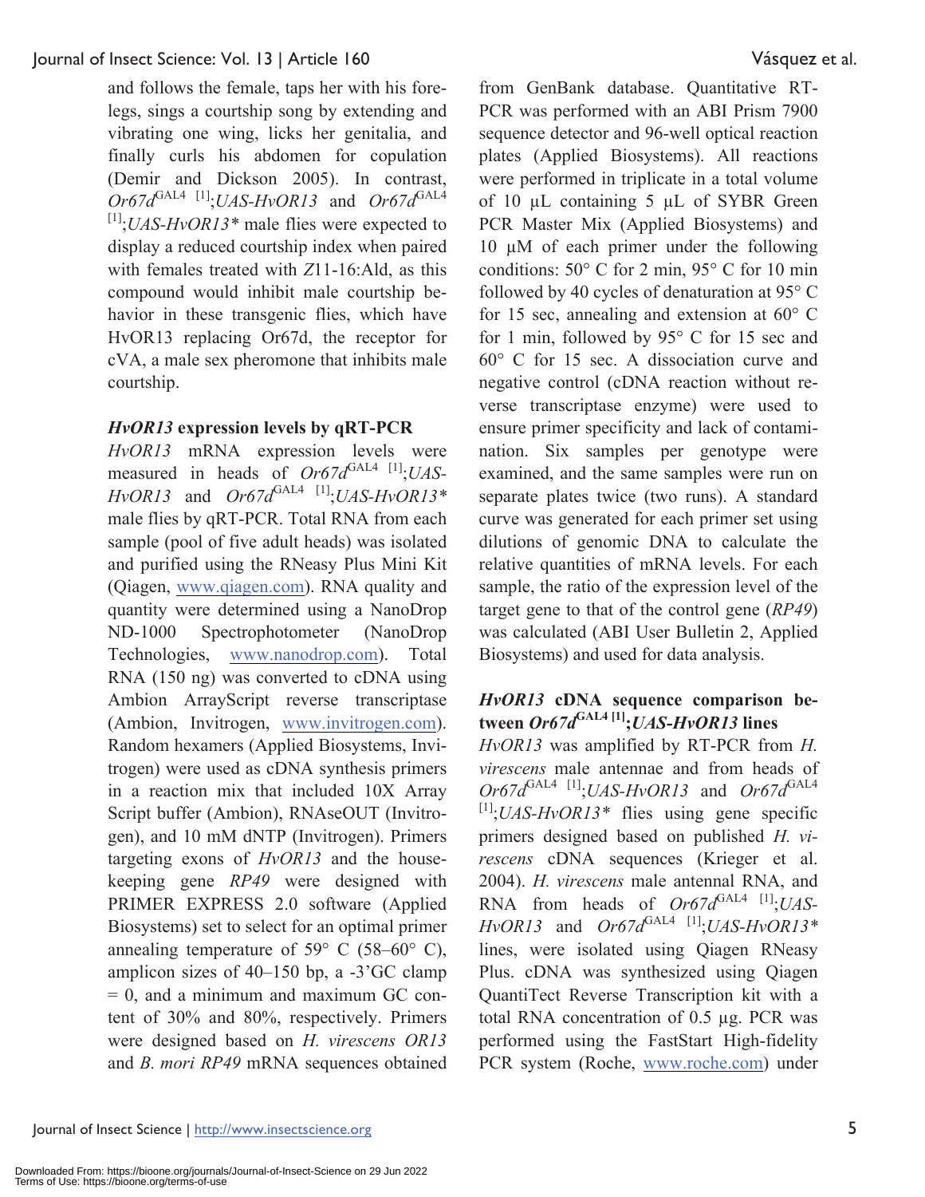and follows the female, taps her with his forelegs, sings a courtship song by extending and vibrating one wing, licks her genitalia, and finally curls his abdomen for copulation (Demir and Dickson 2005). In contrast, *Or67d*$^{GAL4\ [1]}$;*UAS-HvOR13* and *Or67d*$^{GAL4\ [1]}$;*UAS-HvOR13** male flies were expected to display a reduced courtship index when paired with females treated with *Z*11-16:Ald, as this compound would inhibit male courtship behavior in these transgenic flies, which have HvOR13 replacing Or67d, the receptor for cVA, a male sex pheromone that inhibits male courtship.

### *HvOR13* expression levels by qRT-PCR

*HvOR13* mRNA expression levels were measured in heads of *Or67d*$^{GAL4\ [1]}$;*UAS-HvOR13* and *Or67d*$^{GAL4\ [1]}$;*UAS-HvOR13** male flies by qRT-PCR. Total RNA from each sample (pool of five adult heads) was isolated and purified using the RNeasy Plus Mini Kit (Qiagen, www.qiagen.com). RNA quality and quantity were determined using a NanoDrop ND-1000 Spectrophotometer (NanoDrop Technologies, www.nanodrop.com). Total RNA (150 ng) was converted to cDNA using Ambion ArrayScript reverse transcriptase (Ambion, Invitrogen, www.invitrogen.com). Random hexamers (Applied Biosystems, Invitrogen) were used as cDNA synthesis primers in a reaction mix that included 10X Array Script buffer (Ambion), RNAseOUT (Invitrogen), and 10 mM dNTP (Invitrogen). Primers targeting exons of *HvOR13* and the housekeeping gene *RP49* were designed with PRIMER EXPRESS 2.0 software (Applied Biosystems) set to select for an optimal primer annealing temperature of 59° C (58–60° C), amplicon sizes of 40–150 bp, a -3'GC clamp = 0, and a minimum and maximum GC content of 30% and 80%, respectively. Primers were designed based on *H. virescens OR13* and *B. mori RP49* mRNA sequences obtained from GenBank database. Quantitative RT-PCR was performed with an ABI Prism 7900 sequence detector and 96-well optical reaction plates (Applied Biosystems). All reactions were performed in triplicate in a total volume of 10 µL containing 5 µL of SYBR Green PCR Master Mix (Applied Biosystems) and 10 µM of each primer under the following conditions: 50° C for 2 min, 95° C for 10 min followed by 40 cycles of denaturation at 95° C for 15 sec, annealing and extension at 60° C for 1 min, followed by 95° C for 15 sec and 60° C for 15 sec. A dissociation curve and negative control (cDNA reaction without reverse transcriptase enzyme) were used to ensure primer specificity and lack of contamination. Six samples per genotype were examined, and the same samples were run on separate plates twice (two runs). A standard curve was generated for each primer set using dilutions of genomic DNA to calculate the relative quantities of mRNA levels. For each sample, the ratio of the expression level of the target gene to that of the control gene (*RP49*) was calculated (ABI User Bulletin 2, Applied Biosystems) and used for data analysis.

### *HvOR13* cDNA sequence comparison between *Or67d*$^{GAL4\ [1]}$;*UAS-HvOR13* lines

*HvOR13* was amplified by RT-PCR from *H. virescens* male antennae and from heads of *Or67d*$^{GAL4\ [1]}$;*UAS-HvOR13* and *Or67d*$^{GAL4\ [1]}$;*UAS-HvOR13** flies using gene specific primers designed based on published *H. virescens* cDNA sequences (Krieger et al. 2004). *H. virescens* male antennal RNA, and RNA from heads of *Or67d*$^{GAL4\ [1]}$;*UAS-HvOR13* and *Or67d*$^{GAL4\ [1]}$;*UAS-HvOR13** lines, were isolated using Qiagen RNeasy Plus. cDNA was synthesized using Qiagen QuantiTect Reverse Transcription kit with a total RNA concentration of 0.5 µg. PCR was performed using the FastStart High-fidelity PCR system (Roche, www.roche.com) under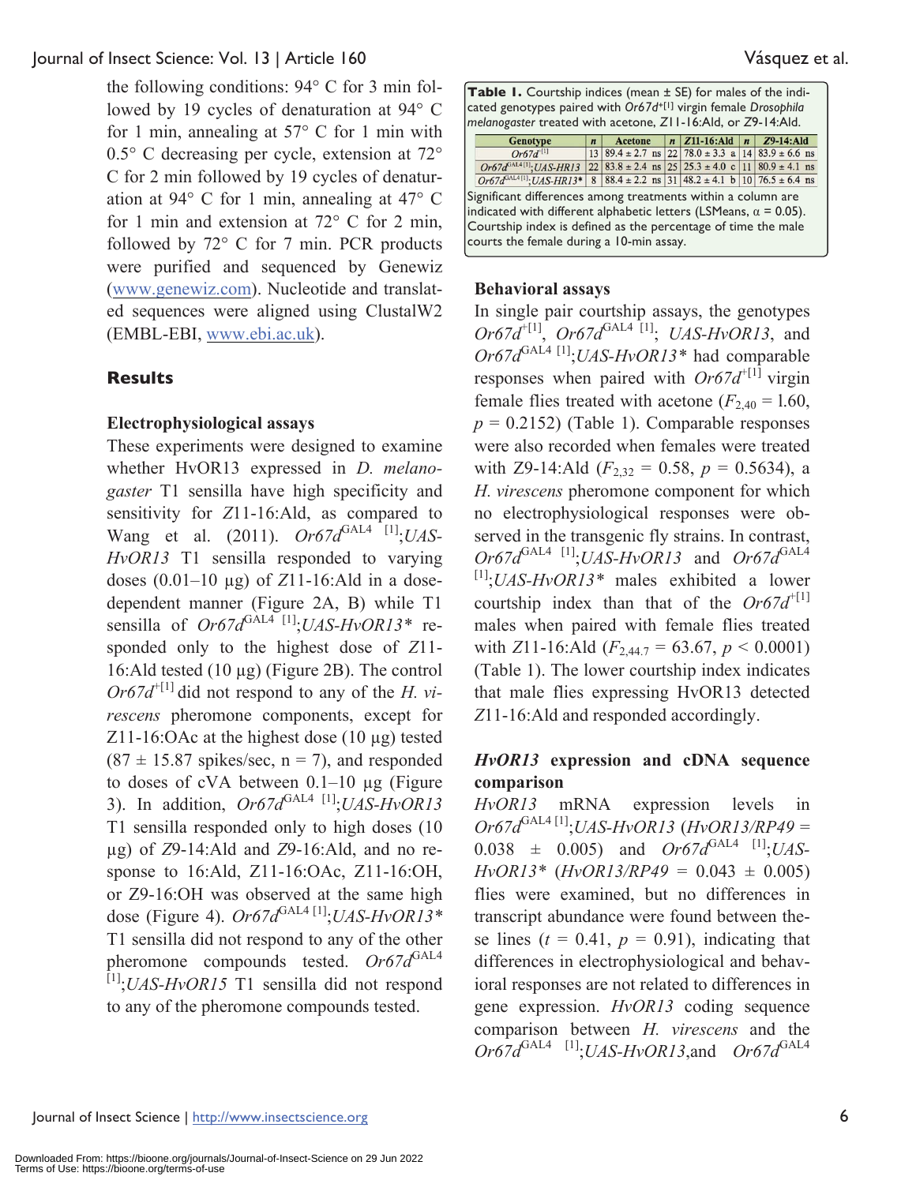the following conditions: 94° C for 3 min followed by 19 cycles of denaturation at 94° C for 1 min, annealing at 57° C for 1 min with 0.5° C decreasing per cycle, extension at 72° C for 2 min followed by 19 cycles of denaturation at 94° C for 1 min, annealing at 47° C for 1 min and extension at 72° C for 2 min, followed by 72° C for 7 min. PCR products were purified and sequenced by Genewiz (www.genewiz.com). Nucleotide and translated sequences were aligned using ClustalW2 (EMBL-EBI, www.ebi.ac.uk).

## Results

### Electrophysiological assays

These experiments were designed to examine whether HvOR13 expressed in *D. melanogaster* T1 sensilla have high specificity and sensitivity for *Z*11-16:Ald, as compared to Wang et al. (2011). *Or67d*$^{\mathrm{GAL4}}$ [1];*UAS-HvOR13* T1 sensilla responded to varying doses (0.01–10 µg) of *Z*11-16:Ald in a dose-dependent manner (Figure 2A, B) while T1 sensilla of *Or67d*$^{\mathrm{GAL4}}$ [1];*UAS-HvOR13\** responded only to the highest dose of *Z*11-16:Ald tested (10 µg) (Figure 2B). The control *Or67d*$^{+}$[1] did not respond to any of the *H. virescens* pheromone components, except for Z11-16:OAc at the highest dose (10 µg) tested (87 ± 15.87 spikes/sec, n = 7), and responded to doses of cVA between 0.1–10 µg (Figure 3). In addition, *Or67d*$^{\mathrm{GAL4}}$ [1];*UAS-HvOR13* T1 sensilla responded only to high doses (10 µg) of *Z*9-14:Ald and *Z*9-16:Ald, and no response to 16:Ald, Z11-16:OAc, Z11-16:OH, or Z9-16:OH was observed at the same high dose (Figure 4). *Or67d*$^{\mathrm{GAL4}}$ [1];*UAS-HvOR13\** T1 sensilla did not respond to any of the other pheromone compounds tested. *Or67d*$^{\mathrm{GAL4}}$ [1];*UAS-HvOR15* T1 sensilla did not respond to any of the pheromone compounds tested.

**Table 1.** Courtship indices (mean ± SE) for males of the indicated genotypes paired with *Or67d*$^{+}$[1] virgin female *Drosophila melanogaster* treated with acetone, *Z*11-16:Ald, or *Z*9-14:Ald.

| Genotype | *n* | Acetone | *n* | *Z*11-16:Ald | *n* | *Z*9-14:Ald |
|---|---|---|---|---|---|---|
| *Or67d*$^{+}$[1] | 13 | 89.4 ± 2.7 ns | 22 | 78.0 ± 3.3 a | 14 | 83.9 ± 6.6 ns |
| *Or67d*$^{\mathrm{GAL4}}$[1];*UAS-HR13* | 22 | 83.8 ± 2.4 ns | 25 | 25.3 ± 4.0 c | 11 | 80.9 ± 4.1 ns |
| *Or67d*$^{\mathrm{GAL4}}$[1];*UAS-HR13\** | 8 | 88.4 ± 2.2 ns | 31 | 48.2 ± 4.1 b | 10 | 76.5 ± 6.4 ns |

Significant differences among treatments within a column are indicated with different alphabetic letters (LSMeans, α = 0.05). Courtship index is defined as the percentage of time the male courts the female during a 10-min assay.

### Behavioral assays

In single pair courtship assays, the genotypes *Or67d*$^{+}$[1], *Or67d*$^{\mathrm{GAL4}}$ [1]; *UAS-HvOR13*, and *Or67d*$^{\mathrm{GAL4}}$ [1];*UAS-HvOR13\** had comparable responses when paired with *Or67d*$^{+}$[1] virgin female flies treated with acetone ($F_{2,40} = 1.60$, $p = 0.2152$) (Table 1). Comparable responses were also recorded when females were treated with Z9-14:Ald ($F_{2,32} = 0.58$, $p = 0.5634$), a *H. virescens* pheromone component for which no electrophysiological responses were observed in the transgenic fly strains. In contrast, *Or67d*$^{\mathrm{GAL4}}$ [1];*UAS-HvOR13* and *Or67d*$^{\mathrm{GAL4}}$ [1];*UAS-HvOR13\** males exhibited a lower courtship index than that of the *Or67d*$^{+}$[1] males when paired with female flies treated with *Z*11-16:Ald ($F_{2,44.7} = 63.67$, $p < 0.0001$) (Table 1). The lower courtship index indicates that male flies expressing HvOR13 detected *Z*11-16:Ald and responded accordingly.

### *HvOR13* expression and cDNA sequence comparison

*HvOR13* mRNA expression levels in *Or67d*$^{\mathrm{GAL4}}$ [1];*UAS-HvOR13* (*HvOR13/RP49* = 0.038 ± 0.005) and *Or67d*$^{\mathrm{GAL4}}$ [1];*UAS-HvOR13\** (*HvOR13/RP49* = 0.043 ± 0.005) flies were examined, but no differences in transcript abundance were found between these lines ($t = 0.41$, $p = 0.91$), indicating that differences in electrophysiological and behavioral responses are not related to differences in gene expression. *HvOR13* coding sequence comparison between *H. virescens* and the *Or67d*$^{\mathrm{GAL4}}$ [1];*UAS-HvOR13*,and *Or67d*$^{\mathrm{GAL4}}$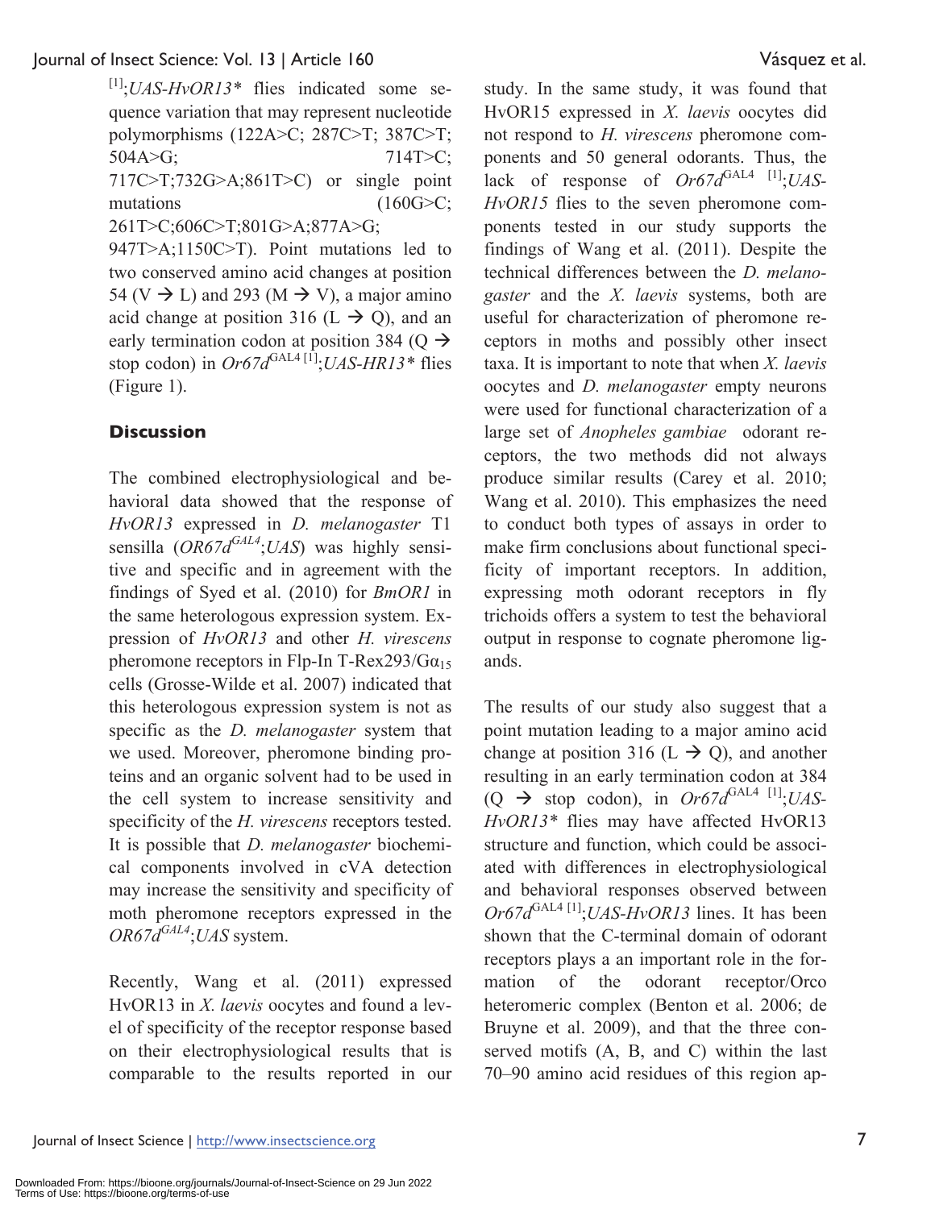[1];*UAS-HvOR13** flies indicated some sequence variation that may represent nucleotide polymorphisms (122A>C; 287C>T; 387C>T; 504A>G; 714T>C; 717C>T;732G>A;861T>C) or single point mutations (160G>C; 261T>C;606C>T;801G>A;877A>G; 947T>A;1150C>T). Point mutations led to two conserved amino acid changes at position 54 (V → L) and 293 (M → V), a major amino acid change at position 316 (L → Q), and an early termination codon at position 384 (Q → stop codon) in *Or67d*$^{GAL4}$ [1];*UAS-HR13** flies (Figure 1).

## Discussion

The combined electrophysiological and behavioral data showed that the response of *HvOR13* expressed in *D. melanogaster* T1 sensilla (*OR67d*$^{GAL4}$;*UAS*) was highly sensitive and specific and in agreement with the findings of Syed et al. (2010) for *BmOR1* in the same heterologous expression system. Expression of *HvOR13* and other *H. virescens* pheromone receptors in Flp-In T-Rex293/G$\alpha_{15}$ cells (Grosse-Wilde et al. 2007) indicated that this heterologous expression system is not as specific as the *D. melanogaster* system that we used. Moreover, pheromone binding proteins and an organic solvent had to be used in the cell system to increase sensitivity and specificity of the *H. virescens* receptors tested. It is possible that *D. melanogaster* biochemical components involved in cVA detection may increase the sensitivity and specificity of moth pheromone receptors expressed in the *OR67d*$^{GAL4}$;*UAS* system.

Recently, Wang et al. (2011) expressed HvOR13 in *X. laevis* oocytes and found a level of specificity of the receptor response based on their electrophysiological results that is comparable to the results reported in our study. In the same study, it was found that HvOR15 expressed in *X. laevis* oocytes did not respond to *H. virescens* pheromone components and 50 general odorants. Thus, the lack of response of *Or67d*$^{GAL4}$ [1];*UAS-HvOR15* flies to the seven pheromone components tested in our study supports the findings of Wang et al. (2011). Despite the technical differences between the *D. melanogaster* and the *X. laevis* systems, both are useful for characterization of pheromone receptors in moths and possibly other insect taxa. It is important to note that when *X. laevis* oocytes and *D. melanogaster* empty neurons were used for functional characterization of a large set of *Anopheles gambiae* odorant receptors, the two methods did not always produce similar results (Carey et al. 2010; Wang et al. 2010). This emphasizes the need to conduct both types of assays in order to make firm conclusions about functional specificity of important receptors. In addition, expressing moth odorant receptors in fly trichoids offers a system to test the behavioral output in response to cognate pheromone ligands.

The results of our study also suggest that a point mutation leading to a major amino acid change at position 316 (L → Q), and another resulting in an early termination codon at 384 (Q → stop codon), in *Or67d*$^{GAL4}$ [1];*UAS-HvOR13** flies may have affected HvOR13 structure and function, which could be associated with differences in electrophysiological and behavioral responses observed between *Or67d*$^{GAL4}$ [1];*UAS-HvOR13* lines. It has been shown that the C-terminal domain of odorant receptors plays a an important role in the formation of the odorant receptor/Orco heteromeric complex (Benton et al. 2006; de Bruyne et al. 2009), and that the three conserved motifs (A, B, and C) within the last 70–90 amino acid residues of this region ap-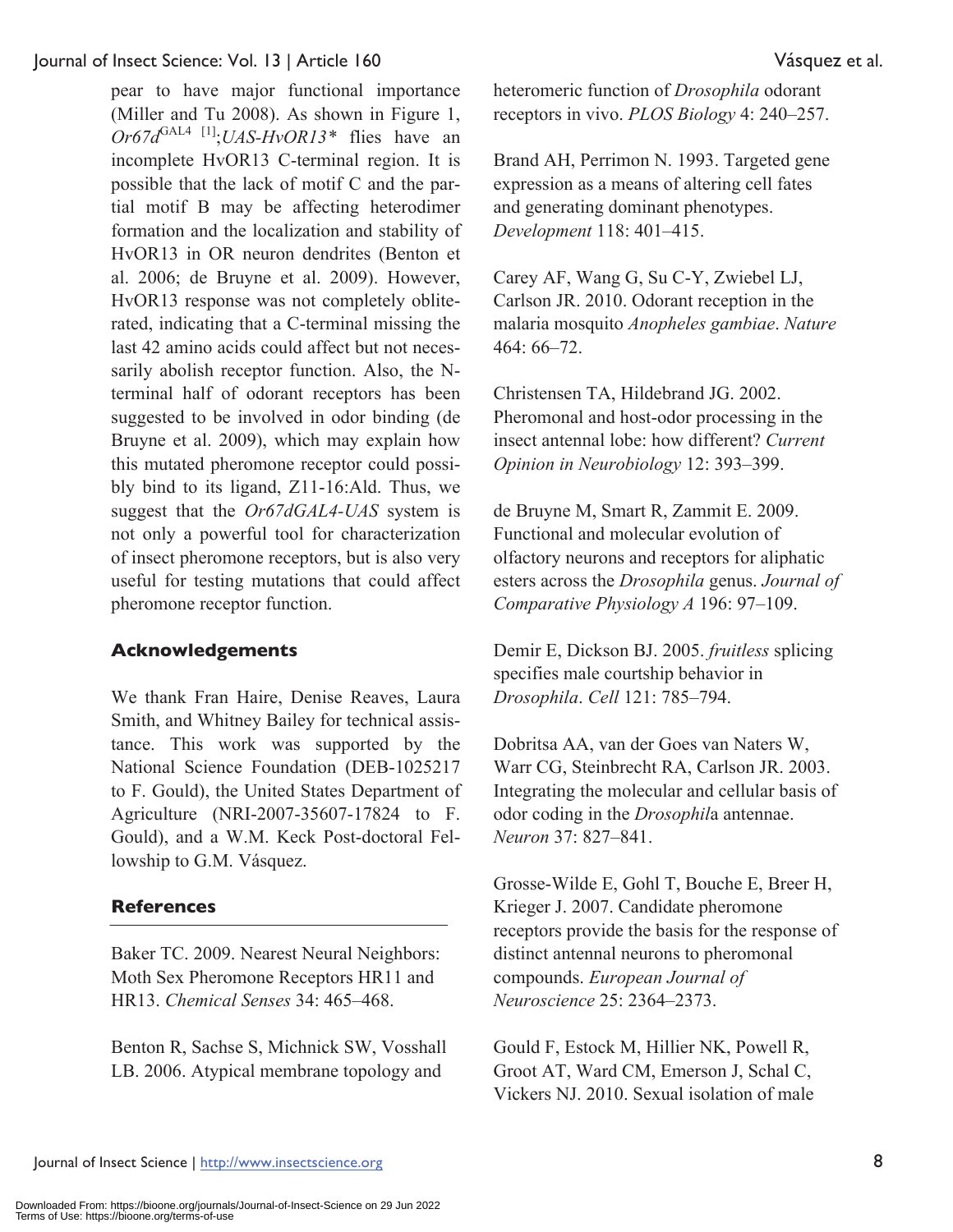pear to have major functional importance (Miller and Tu 2008). As shown in Figure 1, *Or67d*$^{GAL4}$ [1];*UAS-HvOR13** flies have an incomplete HvOR13 C-terminal region. It is possible that the lack of motif C and the partial motif B may be affecting heterodimer formation and the localization and stability of HvOR13 in OR neuron dendrites (Benton et al. 2006; de Bruyne et al. 2009). However, HvOR13 response was not completely obliterated, indicating that a C-terminal missing the last 42 amino acids could affect but not necessarily abolish receptor function. Also, the N-terminal half of odorant receptors has been suggested to be involved in odor binding (de Bruyne et al. 2009), which may explain how this mutated pheromone receptor could possibly bind to its ligand, Z11-16:Ald. Thus, we suggest that the *Or67dGAL4-UAS* system is not only a powerful tool for characterization of insect pheromone receptors, but is also very useful for testing mutations that could affect pheromone receptor function.

## Acknowledgements

We thank Fran Haire, Denise Reaves, Laura Smith, and Whitney Bailey for technical assistance. This work was supported by the National Science Foundation (DEB-1025217 to F. Gould), the United States Department of Agriculture (NRI-2007-35607-17824 to F. Gould), and a W.M. Keck Post-doctoral Fellowship to G.M. Vásquez.

## References

Baker TC. 2009. Nearest Neural Neighbors: Moth Sex Pheromone Receptors HR11 and HR13. *Chemical Senses* 34: 465–468.

Benton R, Sachse S, Michnick SW, Vosshall LB. 2006. Atypical membrane topology and heteromeric function of *Drosophila* odorant receptors in vivo. *PLOS Biology* 4: 240–257.

Brand AH, Perrimon N. 1993. Targeted gene expression as a means of altering cell fates and generating dominant phenotypes. *Development* 118: 401–415.

Carey AF, Wang G, Su C-Y, Zwiebel LJ, Carlson JR. 2010. Odorant reception in the malaria mosquito *Anopheles gambiae*. *Nature* 464: 66–72.

Christensen TA, Hildebrand JG. 2002. Pheromonal and host-odor processing in the insect antennal lobe: how different? *Current Opinion in Neurobiology* 12: 393–399.

de Bruyne M, Smart R, Zammit E. 2009. Functional and molecular evolution of olfactory neurons and receptors for aliphatic esters across the *Drosophila* genus. *Journal of Comparative Physiology A* 196: 97–109.

Demir E, Dickson BJ. 2005. *fruitless* splicing specifies male courtship behavior in *Drosophila*. *Cell* 121: 785–794.

Dobritsa AA, van der Goes van Naters W, Warr CG, Steinbrecht RA, Carlson JR. 2003. Integrating the molecular and cellular basis of odor coding in the *Drosophila* antennae. *Neuron* 37: 827–841.

Grosse-Wilde E, Gohl T, Bouche E, Breer H, Krieger J. 2007. Candidate pheromone receptors provide the basis for the response of distinct antennal neurons to pheromonal compounds. *European Journal of Neuroscience* 25: 2364–2373.

Gould F, Estock M, Hillier NK, Powell R, Groot AT, Ward CM, Emerson J, Schal C, Vickers NJ. 2010. Sexual isolation of male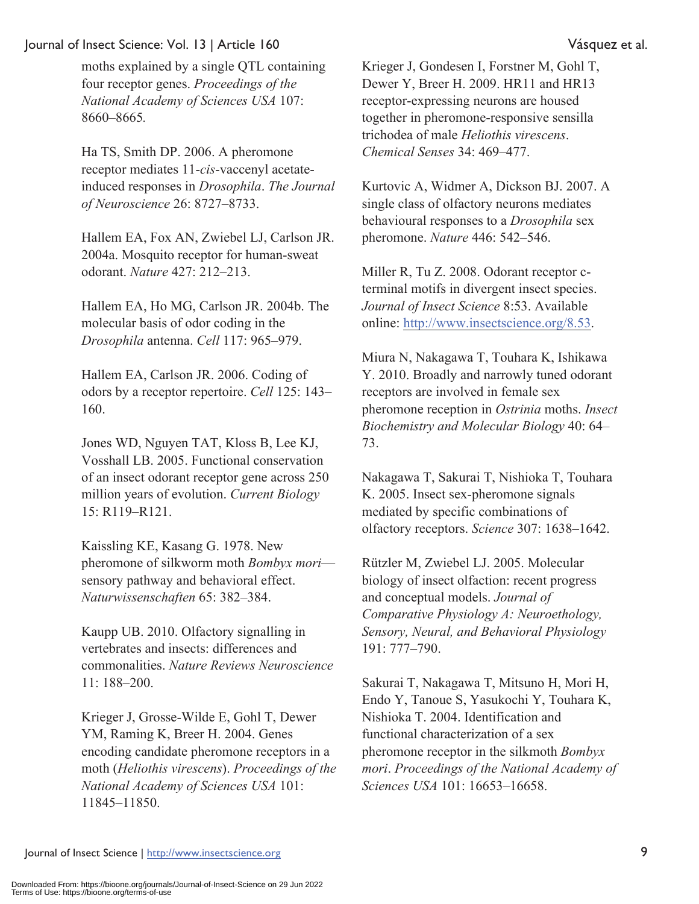moths explained by a single QTL containing four receptor genes. *Proceedings of the National Academy of Sciences USA* 107: 8660–8665.

Ha TS, Smith DP. 2006. A pheromone receptor mediates 11-*cis*-vaccenyl acetate-induced responses in *Drosophila*. *The Journal of Neuroscience* 26: 8727–8733.

Hallem EA, Fox AN, Zwiebel LJ, Carlson JR. 2004a. Mosquito receptor for human-sweat odorant. *Nature* 427: 212–213.

Hallem EA, Ho MG, Carlson JR. 2004b. The molecular basis of odor coding in the *Drosophila* antenna. *Cell* 117: 965–979.

Hallem EA, Carlson JR. 2006. Coding of odors by a receptor repertoire. *Cell* 125: 143–160.

Jones WD, Nguyen TAT, Kloss B, Lee KJ, Vosshall LB. 2005. Functional conservation of an insect odorant receptor gene across 250 million years of evolution. *Current Biology* 15: R119–R121.

Kaissling KE, Kasang G. 1978. New pheromone of silkworm moth *Bombyx mori*—sensory pathway and behavioral effect. *Naturwissenschaften* 65: 382–384.

Kaupp UB. 2010. Olfactory signalling in vertebrates and insects: differences and commonalities. *Nature Reviews Neuroscience* 11: 188–200.

Krieger J, Grosse-Wilde E, Gohl T, Dewer YM, Raming K, Breer H. 2004. Genes encoding candidate pheromone receptors in a moth (*Heliothis virescens*). *Proceedings of the National Academy of Sciences USA* 101: 11845–11850.

Krieger J, Gondesen I, Forstner M, Gohl T, Dewer Y, Breer H. 2009. HR11 and HR13 receptor-expressing neurons are housed together in pheromone-responsive sensilla trichodea of male *Heliothis virescens*. *Chemical Senses* 34: 469–477.

Kurtovic A, Widmer A, Dickson BJ. 2007. A single class of olfactory neurons mediates behavioural responses to a *Drosophila* sex pheromone. *Nature* 446: 542–546.

Miller R, Tu Z. 2008. Odorant receptor c-terminal motifs in divergent insect species. *Journal of Insect Science* 8:53. Available online: http://www.insectscience.org/8.53.

Miura N, Nakagawa T, Touhara K, Ishikawa Y. 2010. Broadly and narrowly tuned odorant receptors are involved in female sex pheromone reception in *Ostrinia* moths. *Insect Biochemistry and Molecular Biology* 40: 64–73.

Nakagawa T, Sakurai T, Nishioka T, Touhara K. 2005. Insect sex-pheromone signals mediated by specific combinations of olfactory receptors. *Science* 307: 1638–1642.

Rützler M, Zwiebel LJ. 2005. Molecular biology of insect olfaction: recent progress and conceptual models. *Journal of Comparative Physiology A: Neuroethology, Sensory, Neural, and Behavioral Physiology* 191: 777–790.

Sakurai T, Nakagawa T, Mitsuno H, Mori H, Endo Y, Tanoue S, Yasukochi Y, Touhara K, Nishioka T. 2004. Identification and functional characterization of a sex pheromone receptor in the silkmoth *Bombyx mori*. *Proceedings of the National Academy of Sciences USA* 101: 16653–16658.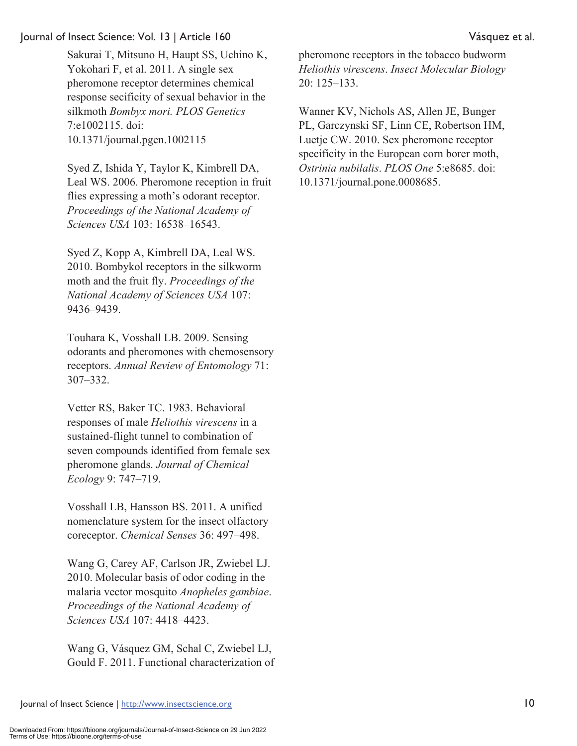Sakurai T, Mitsuno H, Haupt SS, Uchino K, Yokohari F, et al. 2011. A single sex pheromone receptor determines chemical response secificity of sexual behavior in the silkmoth *Bombyx mori. PLOS Genetics* 7:e1002115. doi: 10.1371/journal.pgen.1002115

Syed Z, Ishida Y, Taylor K, Kimbrell DA, Leal WS. 2006. Pheromone reception in fruit flies expressing a moth's odorant receptor. *Proceedings of the National Academy of Sciences USA* 103: 16538–16543.

Syed Z, Kopp A, Kimbrell DA, Leal WS. 2010. Bombykol receptors in the silkworm moth and the fruit fly. *Proceedings of the National Academy of Sciences USA* 107: 9436–9439.

Touhara K, Vosshall LB. 2009. Sensing odorants and pheromones with chemosensory receptors. *Annual Review of Entomology* 71: 307–332.

Vetter RS, Baker TC. 1983. Behavioral responses of male *Heliothis virescens* in a sustained-flight tunnel to combination of seven compounds identified from female sex pheromone glands. *Journal of Chemical Ecology* 9: 747–719.

Vosshall LB, Hansson BS. 2011. A unified nomenclature system for the insect olfactory coreceptor. *Chemical Senses* 36: 497–498.

Wang G, Carey AF, Carlson JR, Zwiebel LJ. 2010. Molecular basis of odor coding in the malaria vector mosquito *Anopheles gambiae*. *Proceedings of the National Academy of Sciences USA* 107: 4418–4423.

Wang G, Vásquez GM, Schal C, Zwiebel LJ, Gould F. 2011. Functional characterization of pheromone receptors in the tobacco budworm *Heliothis virescens*. *Insect Molecular Biology* 20: 125–133.

Wanner KV, Nichols AS, Allen JE, Bunger PL, Garczynski SF, Linn CE, Robertson HM, Luetje CW. 2010. Sex pheromone receptor specificity in the European corn borer moth, *Ostrinia nubilalis*. *PLOS One* 5:e8685. doi: 10.1371/journal.pone.0008685.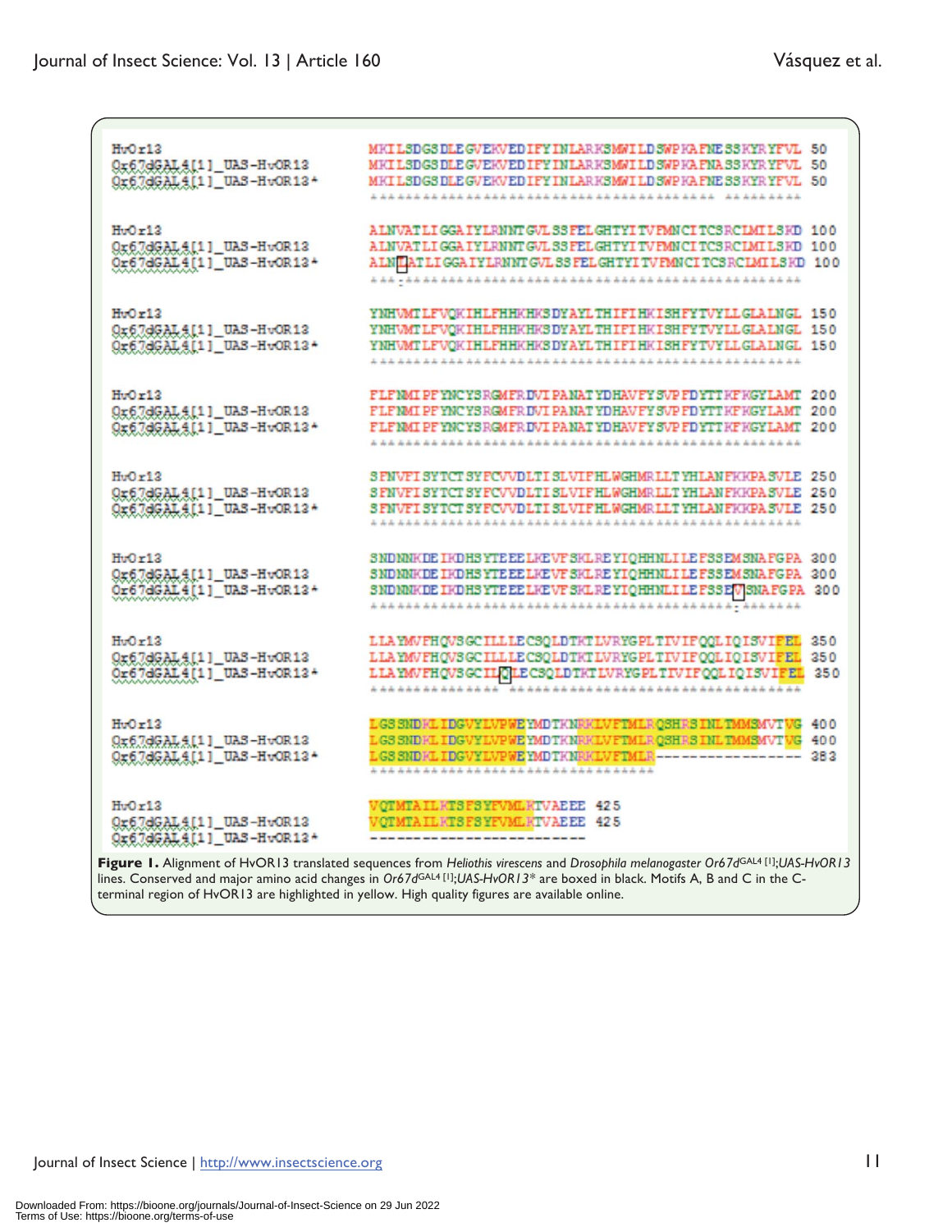```
HvOr13                              MKILSDGSDLEGVEKVEDIFYINLARKSMWILDSWPKAFNESSKYRYFVL  50
Or67dGAL4[1]_UAS-HvOR13             MKILSDGSDLEGVEKVEDIFYINLARKSMWILDSWPKAFNASSKYRYFVL  50
Or67dGAL4[1]_UAS-HvOR13*            MKILSDGSDLEGVEKVEDIFYINLARKSMWILDSWPKAFNESSKYRYFVL  50
                                    ****************************************:*********

HvOr13                              ALNVATLIGGAIYLRNNTGVLSSFELGHTYITVFMNCITCSRCLMILSKD 100
Or67dGAL4[1]_UAS-HvOR13             ALNVATLIGGAIYLRNNTGVLSSFELGHTYITVFMNCITCSRCLMILSKD 100
Or67dGAL4[1]_UAS-HvOR13*            ALNIATLIGGAIYLRNNTGVLSSFELGHTYITVFMNCITCSRCLMILSKD 100
                                    ***:**********************************************

HvOr13                              YNHVMTLFVQKIHLFHHKHKSDYAYLTHIFIHKISHFYTVYLLGLALNGL 150
Or67dGAL4[1]_UAS-HvOR13             YNHVMTLFVQKIHLFHHKHKSDYAYLTHIFIHKISHFYTVYLLGLALNGL 150
Or67dGAL4[1]_UAS-HvOR13*            YNHVMTLFVQKIHLFHHKHKSDYAYLTHIFIHKISHFYTVYLLGLALNGL 150
                                    **************************************************

HvOr13                              FLFNMIPFYNCYSRGMFRDVIPANATYDHAVFYSVPFDYTTKFKGYLAMT 200
Or67dGAL4[1]_UAS-HvOR13             FLFNMIPFYNCYSRGMFRDVIPANATYDHAVFYSVPFDYTTKFKGYLAMT 200
Or67dGAL4[1]_UAS-HvOR13*            FLFNMIPFYNCYSRGMFRDVIPANATYDHAVFYSVPFDYTTKFKGYLAMT 200
                                    **************************************************

HvOr13                              SFNVFISYTCTSYFCVVDLTISLVIFHLWGHMRLLTYHLANFKKPASVLE 250
Or67dGAL4[1]_UAS-HvOR13             SFNVFISYTCTSYFCVVDLTISLVIFHLWGHMRLLTYHLANFKKPASVLE 250
Or67dGAL4[1]_UAS-HvOR13*            SFNVFISYTCTSYFCVVDLTISLVIFHLWGHMRLLTYHLANFKKPASVLE 250
                                    **************************************************

HvOr13                              SNDNNKDEIKDHSYTEEELKEVFSKLREYIQHHNLILEFSSEMSNAFGPA 300
Or67dGAL4[1]_UAS-HvOR13             SNDNNKDEIKDHSYTEEELKEVFSKLREYIQHHNLILEFSSEMSNAFGPA 300
Or67dGAL4[1]_UAS-HvOR13*            SNDNNKDEIKDHSYTEEELKEVFSKLREYIQHHNLILEFSSEVSNAFGPA 300
                                    *****************************************:*******

HvOr13                              LLAYMVFHQVSGCILLLECSQLDTKTLVRYGPLTIVIFQQLIQISVIFEL 350
Or67dGAL4[1]_UAS-HvOR13             LLAYMVFHQVSGCILLLECSQLDTKTLVRYGPLTIVIFQQLIQISVIFEL 350
Or67dGAL4[1]_UAS-HvOR13*            LLAYMVFHQVSGCILXLECSQLDTKTLVRYGPLTIVIFQQLIQISVIFEL 350
                                    *************** **********************************

HvOr13                              LGSSNDKLIDGVYLVPWEYMDTKNRKLVFTMLRQSHRSINLTMMSMVTVG 400
Or67dGAL4[1]_UAS-HvOR13             LGSSNDKLIDGVYLVPWEYMDTKNRKLVFTMLRQSHRSINLTMMSMVTVG 400
Or67dGAL4[1]_UAS-HvOR13*            LGSSNDKLIDGVYLVPWEYMDTKNRKLVFTMLR----------------- 383
                                    *********************************

HvOr13                              VQTMTAILKTSFSYFVMLKTVAEEE 425
Or67dGAL4[1]_UAS-HvOR13             VQTMTAILKTSFSYFVMLKTVAEEE 425
Or67dGAL4[1]_UAS-HvOR13*            -------------------------
```

**Figure 1.** Alignment of HvOR13 translated sequences from *Heliothis virescens* and *Drosophila melanogaster Or67d*$^{GAL4\ [1]}$;*UAS-HvOR13* lines. Conserved and major amino acid changes in *Or67d*$^{GAL4\ [1]}$;*UAS-HvOR13\** are boxed in black. Motifs A, B and C in the C-terminal region of HvOR13 are highlighted in yellow. High quality figures are available online.

Downloaded From: https://bioone.org/journals/Journal-of-Insect-Science on 29 Jun 2022
Terms of Use: https://bioone.org/terms-of-use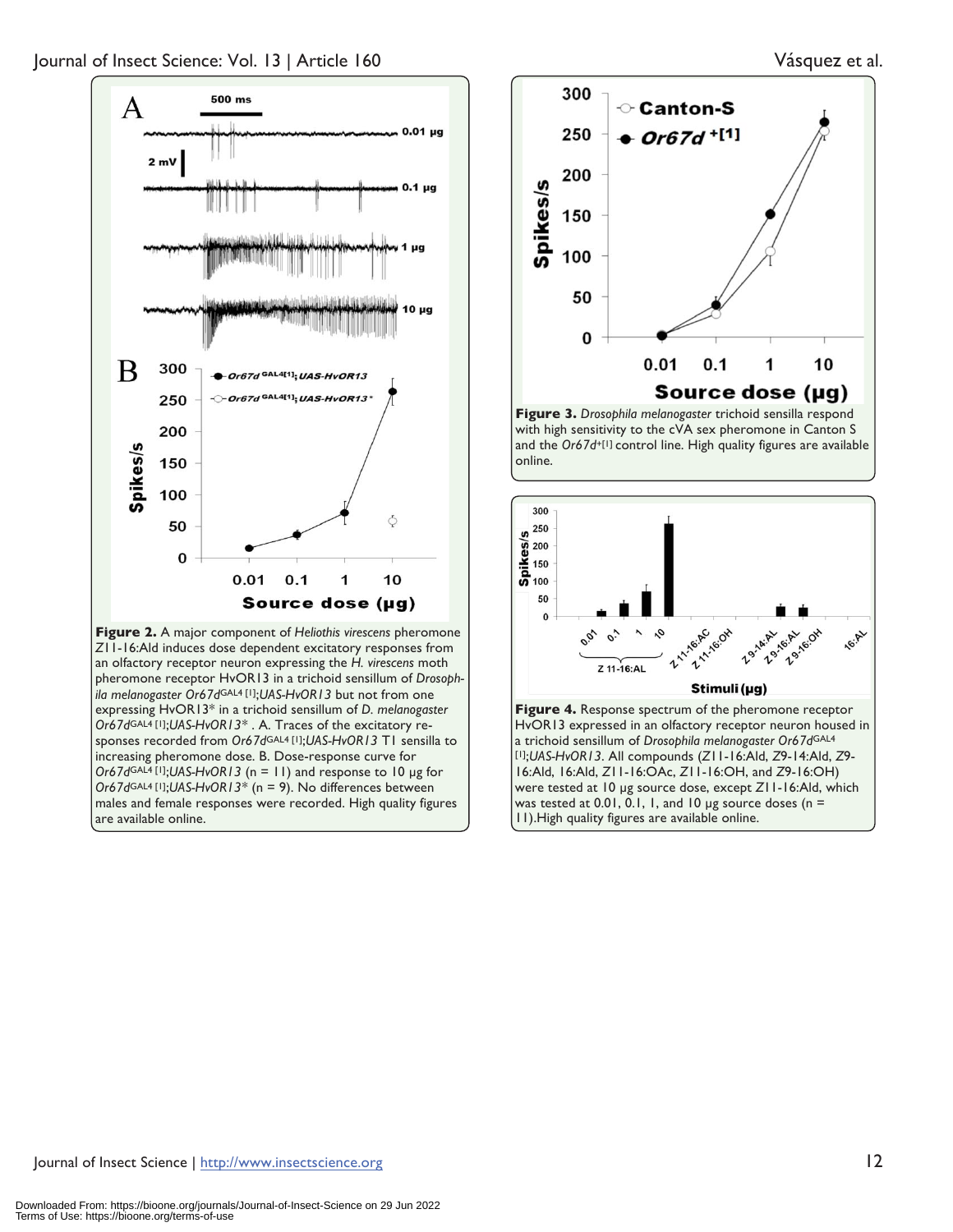A

500 ms

0.01 µg

2 mV

0.1 µg

1 µg

10 µg

B

Spikes/s

300
250
200
150
100
50
0

Or67d GAL4[1]; UAS-HvOR13

Or67d GAL4[1]; UAS-HvOR13*

0.01 0.1 1 10

Source dose (µg)

**Figure 2.** A major component of *Heliothis virescens* pheromone Z11-16:Ald induces dose dependent excitatory responses from an olfactory receptor neuron expressing the *H. virescens* moth pheromone receptor HvOR13 in a trichoid sensillum of *Drosophila melanogaster Or67d*GAL4 [1];*UAS-HvOR13* but not from one expressing HvOR13* in a trichoid sensillum of *D. melanogaster Or67d*GAL4 [1];*UAS-HvOR13** . A. Traces of the excitatory responses recorded from *Or67d*GAL4 [1];*UAS-HvOR13* T1 sensilla to increasing pheromone dose. B. Dose-response curve for *Or67d*GAL4 [1];*UAS-HvOR13* (n = 11) and response to 10 µg for *Or67d*GAL4 [1];*UAS-HvOR13** (n = 9). No differences between males and female responses were recorded. High quality figures are available online.

Spikes/s

300
250
200
150
100
50
0

Canton-S

*Or67d* +[1]

0.01 0.1 1 10

Source dose (µg)

**Figure 3.** *Drosophila melanogaster* trichoid sensilla respond with high sensitivity to the cVA sex pheromone in Canton S and the *Or67d*+[1] control line. High quality figures are available online.

Spikes/s

300
250
200
150
100
50
0

0.01 0.1 1 10

Z 11-16:AL

Z 11-16:AC
Z 11-16:OH
Z 9-14:AL
Z 9-16:AL
Z 9-16:OH
16:AL

Stimuli (µg)

**Figure 4.** Response spectrum of the pheromone receptor HvOR13 expressed in an olfactory receptor neuron housed in a trichoid sensillum of *Drosophila melanogaster Or67d*GAL4 [1];*UAS-HvOR13*. All compounds (*Z*11-16:Ald, *Z*9-14:Ald, *Z*9-16:Ald, 16:Ald, *Z*11-16:OAc, *Z*11-16:OH, and *Z*9-16:OH) were tested at 10 µg source dose, except *Z*11-16:Ald, which was tested at 0.01, 0.1, 1, and 10 µg source doses (n = 11).High quality figures are available online.